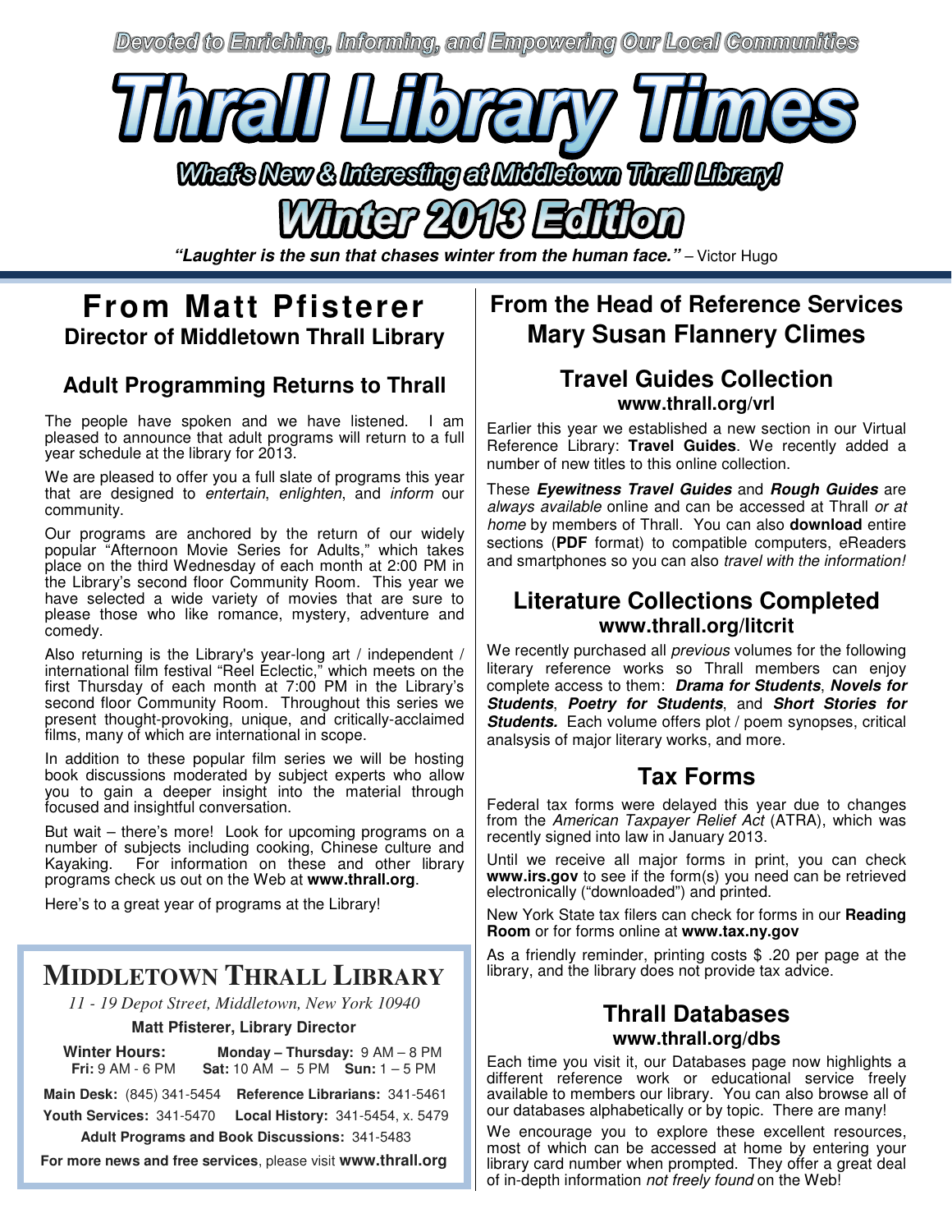*Devoted to Enriching, Informing, and Empowering Our Local Communities*

# Thrall Library Times

***What's New & Interesting at Middletown Thrall Library!***

## Winter 2013 Edition

***"Laughter is the sun that chases winter from the human face."*** – Victor Hugo

## From Matt Pfisterer
### Director of Middletown Thrall Library

### Adult Programming Returns to Thrall

The people have spoken and we have listened. I am pleased to announce that adult programs will return to a full year schedule at the library for 2013.

We are pleased to offer you a full slate of programs this year that are designed to *entertain*, *enlighten*, and *inform* our community.

Our programs are anchored by the return of our widely popular "Afternoon Movie Series for Adults," which takes place on the third Wednesday of each month at 2:00 PM in the Library's second floor Community Room. This year we have selected a wide variety of movies that are sure to please those who like romance, mystery, adventure and comedy.

Also returning is the Library's year-long art / independent / international film festival "Reel Eclectic," which meets on the first Thursday of each month at 7:00 PM in the Library's second floor Community Room. Throughout this series we present thought-provoking, unique, and critically-acclaimed films, many of which are international in scope.

In addition to these popular film series we will be hosting book discussions moderated by subject experts who allow you to gain a deeper insight into the material through focused and insightful conversation.

But wait – there's more! Look for upcoming programs on a number of subjects including cooking, Chinese culture and Kayaking. For information on these and other library programs check us out on the Web at **www.thrall.org**.

Here's to a great year of programs at the Library!

## MIDDLETOWN THRALL LIBRARY

*11 - 19 Depot Street, Middletown, New York 10940*

**Matt Pfisterer, Library Director**

**Winter Hours:** **Monday – Thursday:** 9 AM – 8 PM
**Fri:** 9 AM - 6 PM **Sat:** 10 AM – 5 PM **Sun:** 1 – 5 PM

**Main Desk:** (845) 341-5454 **Reference Librarians:** 341-5461
**Youth Services:** 341-5470 **Local History:** 341-5454, x. 5479
**Adult Programs and Book Discussions:** 341-5483

**For more news and free services**, please visit **www.thrall.org**

## From the Head of Reference Services
## Mary Susan Flannery Climes

### Travel Guides Collection
**www.thrall.org/vrl**

Earlier this year we established a new section in our Virtual Reference Library: **Travel Guides**. We recently added a number of new titles to this online collection.

These ***Eyewitness Travel Guides*** and ***Rough Guides*** are *always available* online and can be accessed at Thrall *or at home* by members of Thrall. You can also **download** entire sections (**PDF** format) to compatible computers, eReaders and smartphones so you can also *travel with the information!*

### Literature Collections Completed
**www.thrall.org/litcrit**

We recently purchased all *previous* volumes for the following literary reference works so Thrall members can enjoy complete access to them: ***Drama for Students***, ***Novels for Students***, ***Poetry for Students***, and ***Short Stories for Students.*** Each volume offers plot / poem synopses, critical analsysis of major literary works, and more.

### Tax Forms

Federal tax forms were delayed this year due to changes from the *American Taxpayer Relief Act* (ATRA), which was recently signed into law in January 2013.

Until we receive all major forms in print, you can check **www.irs.gov** to see if the form(s) you need can be retrieved electronically ("downloaded") and printed.

New York State tax filers can check for forms in our **Reading Room** or for forms online at **www.tax.ny.gov**

As a friendly reminder, printing costs $ .20 per page at the library, and the library does not provide tax advice.

### Thrall Databases
**www.thrall.org/dbs**

Each time you visit it, our Databases page now highlights a different reference work or educational service freely available to members our library. You can also browse all of our databases alphabetically or by topic. There are many!

We encourage you to explore these excellent resources, most of which can be accessed at home by entering your library card number when prompted. They offer a great deal of in-depth information *not freely found* on the Web!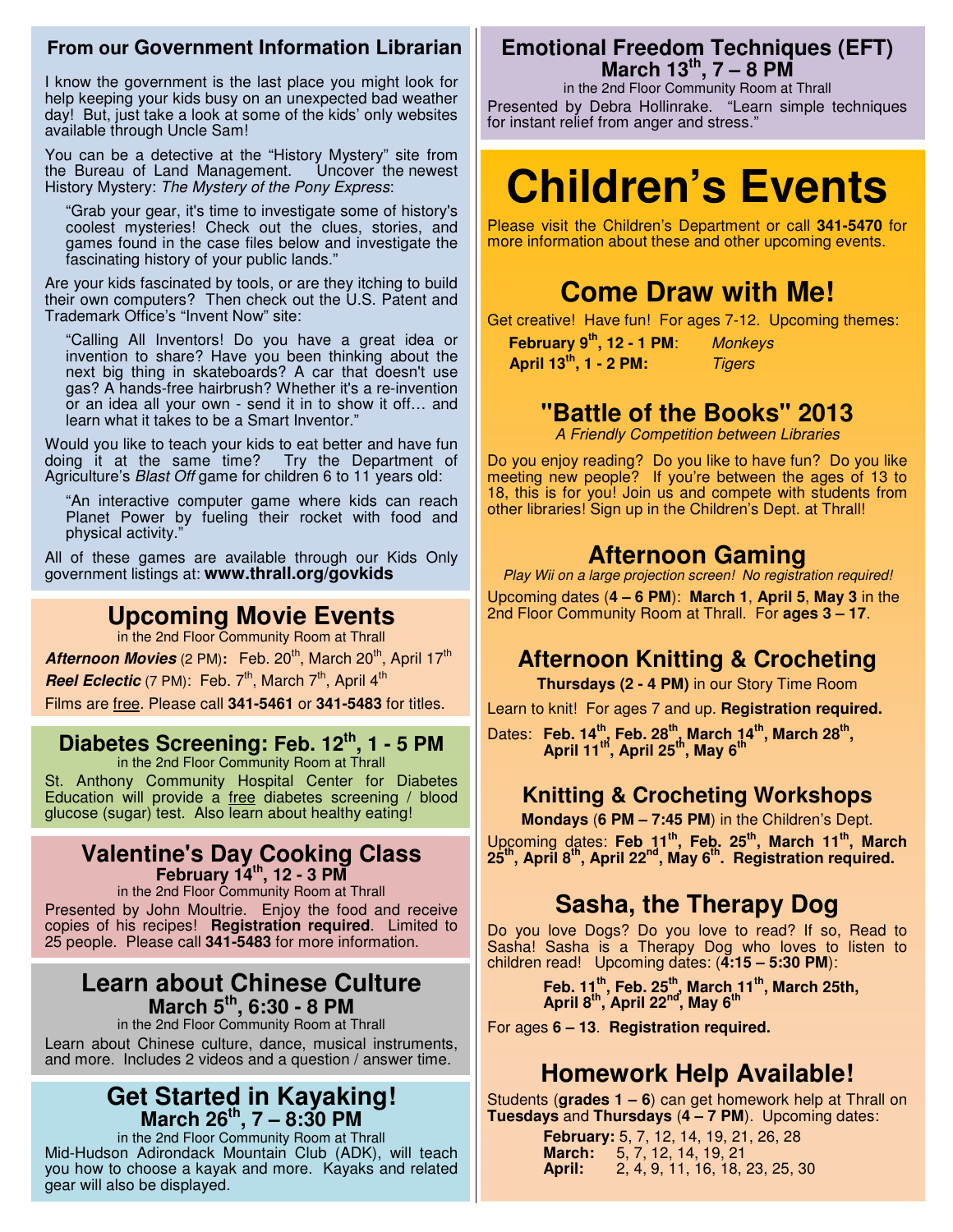## From our Government Information Librarian

I know the government is the last place you might look for help keeping your kids busy on an unexpected bad weather day! But, just take a look at some of the kids' only websites available through Uncle Sam!

You can be a detective at the "History Mystery" site from the Bureau of Land Management. Uncover the newest History Mystery: *The Mystery of the Pony Express*:

> "Grab your gear, it's time to investigate some of history's coolest mysteries! Check out the clues, stories, and games found in the case files below and investigate the fascinating history of your public lands."

Are your kids fascinated by tools, or are they itching to build their own computers? Then check out the U.S. Patent and Trademark Office's "Invent Now" site:

> "Calling All Inventors! Do you have a great idea or invention to share? Have you been thinking about the next big thing in skateboards? A car that doesn't use gas? A hands-free hairbrush? Whether it's a re-invention or an idea all your own - send it in to show it off… and learn what it takes to be a Smart Inventor."

Would you like to teach your kids to eat better and have fun doing it at the same time? Try the Department of Agriculture's *Blast Off* game for children 6 to 11 years old:

> "An interactive computer game where kids can reach Planet Power by fueling their rocket with food and physical activity."

All of these games are available through our Kids Only government listings at: **www.thrall.org/govkids**

## Upcoming Movie Events

in the 2nd Floor Community Room at Thrall

***Afternoon Movies*** (2 PM)**:** Feb. 20th, March 20th, April 17th

***Reel Eclectic*** (7 PM): Feb. 7th, March 7th, April 4th

Films are free. Please call **341-5461** or **341-5483** for titles.

## Diabetes Screening: Feb. 12th, 1 - 5 PM

in the 2nd Floor Community Room at Thrall

St. Anthony Community Hospital Center for Diabetes Education will provide a free diabetes screening / blood glucose (sugar) test. Also learn about healthy eating!

## Valentine's Day Cooking Class

**February 14th, 12 - 3 PM**

in the 2nd Floor Community Room at Thrall

Presented by John Moultrie. Enjoy the food and receive copies of his recipes! **Registration required**. Limited to 25 people. Please call **341-5483** for more information.

## Learn about Chinese Culture

**March 5th, 6:30 - 8 PM**

in the 2nd Floor Community Room at Thrall

Learn about Chinese culture, dance, musical instruments, and more. Includes 2 videos and a question / answer time.

## Get Started in Kayaking!

**March 26th, 7 – 8:30 PM**

in the 2nd Floor Community Room at Thrall

Mid-Hudson Adirondack Mountain Club (ADK), will teach you how to choose a kayak and more. Kayaks and related gear will also be displayed.

## Emotional Freedom Techniques (EFT)

**March 13th, 7 – 8 PM**

in the 2nd Floor Community Room at Thrall

Presented by Debra Hollinrake. "Learn simple techniques for instant relief from anger and stress."

# Children's Events

Please visit the Children's Department or call **341-5470** for more information about these and other upcoming events.

## Come Draw with Me!

Get creative! Have fun! For ages 7-12. Upcoming themes:

**February 9th, 12 - 1 PM**: *Monkeys*
**April 13th, 1 - 2 PM:** *Tigers*

## "Battle of the Books" 2013

*A Friendly Competition between Libraries*

Do you enjoy reading? Do you like to have fun? Do you like meeting new people? If you're between the ages of 13 to 18, this is for you! Join us and compete with students from other libraries! Sign up in the Children's Dept. at Thrall!

## Afternoon Gaming

*Play Wii on a large projection screen! No registration required!*

Upcoming dates (**4 – 6 PM**): **March 1**, **April 5**, **May 3** in the 2nd Floor Community Room at Thrall. For **ages 3 – 17**.

## Afternoon Knitting & Crocheting

**Thursdays (2 - 4 PM)** in our Story Time Room

Learn to knit! For ages 7 and up. **Registration required.**

Dates: **Feb. 14th, Feb. 28th, March 14th, March 28th, April 11th, April 25th, May 6th**

## Knitting & Crocheting Workshops

**Mondays** (**6 PM – 7:45 PM**) in the Children's Dept.

Upcoming dates: **Feb 11th, Feb. 25th, March 11th, March 25th, April 8th, April 22nd, May 6th. Registration required.**

## Sasha, the Therapy Dog

Do you love Dogs? Do you love to read? If so, Read to Sasha! Sasha is a Therapy Dog who loves to listen to children read! Upcoming dates: (**4:15 – 5:30 PM**):

**Feb. 11th, Feb. 25th, March 11th, March 25th, April 8th, April 22nd, May 6th**

For ages **6 – 13**. **Registration required.**

## Homework Help Available!

Students (**grades 1 – 6**) can get homework help at Thrall on **Tuesdays** and **Thursdays** (**4 – 7 PM**). Upcoming dates:

**February:** 5, 7, 12, 14, 19, 21, 26, 28
**March:** 5, 7, 12, 14, 19, 21
**April:** 2, 4, 9, 11, 16, 18, 23, 25, 30